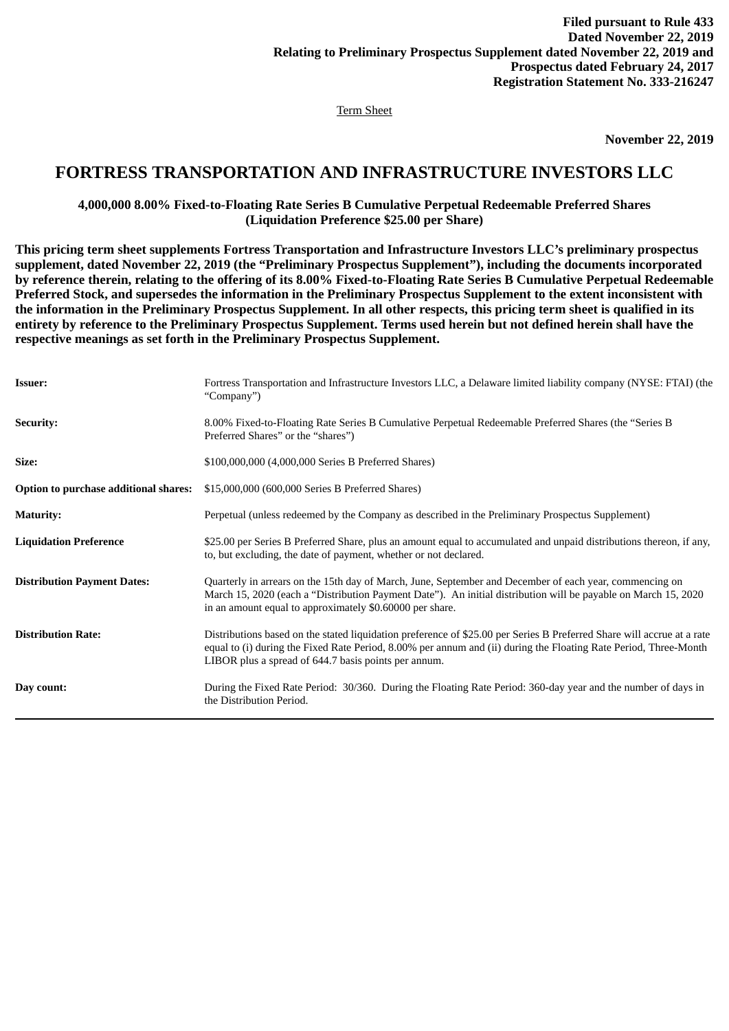**Filed pursuant to Rule 433**
**Dated November 22, 2019**
**Relating to Preliminary Prospectus Supplement dated November 22, 2019 and**
**Prospectus dated February 24, 2017**
**Registration Statement No. 333-216247**

Term Sheet

**November 22, 2019**

# FORTRESS TRANSPORTATION AND INFRASTRUCTURE INVESTORS LLC

**4,000,000 8.00% Fixed-to-Floating Rate Series B Cumulative Perpetual Redeemable Preferred Shares**
**(Liquidation Preference $25.00 per Share)**

**This pricing term sheet supplements Fortress Transportation and Infrastructure Investors LLC's preliminary prospectus supplement, dated November 22, 2019 (the "Preliminary Prospectus Supplement"), including the documents incorporated by reference therein, relating to the offering of its 8.00% Fixed-to-Floating Rate Series B Cumulative Perpetual Redeemable Preferred Stock, and supersedes the information in the Preliminary Prospectus Supplement to the extent inconsistent with the information in the Preliminary Prospectus Supplement. In all other respects, this pricing term sheet is qualified in its entirety by reference to the Preliminary Prospectus Supplement. Terms used herein but not defined herein shall have the respective meanings as set forth in the Preliminary Prospectus Supplement.**

| | |
|---|---|
| **Issuer:** | Fortress Transportation and Infrastructure Investors LLC, a Delaware limited liability company (NYSE: FTAI) (the "Company") |
| **Security:** | 8.00% Fixed-to-Floating Rate Series B Cumulative Perpetual Redeemable Preferred Shares (the "Series B Preferred Shares" or the "shares") |
| **Size:** | $100,000,000 (4,000,000 Series B Preferred Shares) |
| **Option to purchase additional shares:** | $15,000,000 (600,000 Series B Preferred Shares) |
| **Maturity:** | Perpetual (unless redeemed by the Company as described in the Preliminary Prospectus Supplement) |
| **Liquidation Preference** | $25.00 per Series B Preferred Share, plus an amount equal to accumulated and unpaid distributions thereon, if any, to, but excluding, the date of payment, whether or not declared. |
| **Distribution Payment Dates:** | Quarterly in arrears on the 15th day of March, June, September and December of each year, commencing on March 15, 2020 (each a "Distribution Payment Date"). An initial distribution will be payable on March 15, 2020 in an amount equal to approximately $0.60000 per share. |
| **Distribution Rate:** | Distributions based on the stated liquidation preference of $25.00 per Series B Preferred Share will accrue at a rate equal to (i) during the Fixed Rate Period, 8.00% per annum and (ii) during the Floating Rate Period, Three-Month LIBOR plus a spread of 644.7 basis points per annum. |
| **Day count:** | During the Fixed Rate Period: 30/360. During the Floating Rate Period: 360-day year and the number of days in the Distribution Period. |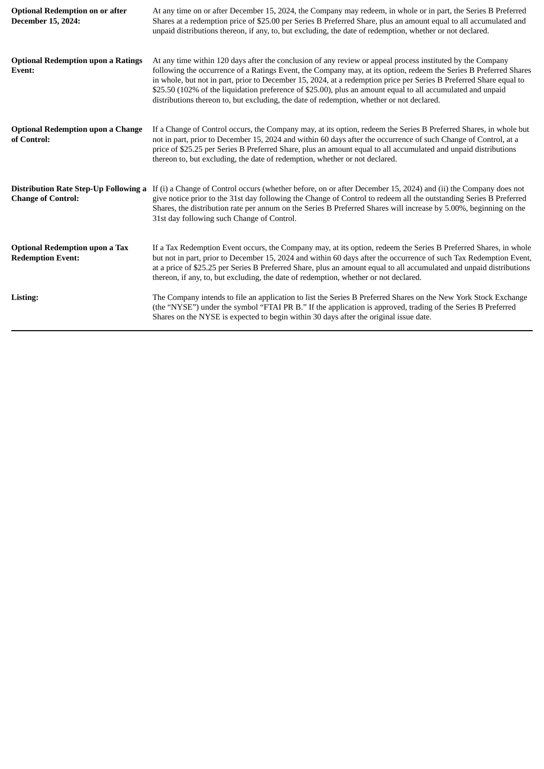| | |
|---|---|
| **Optional Redemption on or after December 15, 2024:** | At any time on or after December 15, 2024, the Company may redeem, in whole or in part, the Series B Preferred Shares at a redemption price of $25.00 per Series B Preferred Share, plus an amount equal to all accumulated and unpaid distributions thereon, if any, to, but excluding, the date of redemption, whether or not declared. |
| **Optional Redemption upon a Ratings Event:** | At any time within 120 days after the conclusion of any review or appeal process instituted by the Company following the occurrence of a Ratings Event, the Company may, at its option, redeem the Series B Preferred Shares in whole, but not in part, prior to December 15, 2024, at a redemption price per Series B Preferred Share equal to $25.50 (102% of the liquidation preference of $25.00), plus an amount equal to all accumulated and unpaid distributions thereon to, but excluding, the date of redemption, whether or not declared. |
| **Optional Redemption upon a Change of Control:** | If a Change of Control occurs, the Company may, at its option, redeem the Series B Preferred Shares, in whole but not in part, prior to December 15, 2024 and within 60 days after the occurrence of such Change of Control, at a price of $25.25 per Series B Preferred Share, plus an amount equal to all accumulated and unpaid distributions thereon to, but excluding, the date of redemption, whether or not declared. |
| **Distribution Rate Step-Up Following a Change of Control:** | If (i) a Change of Control occurs (whether before, on or after December 15, 2024) and (ii) the Company does not give notice prior to the 31st day following the Change of Control to redeem all the outstanding Series B Preferred Shares, the distribution rate per annum on the Series B Preferred Shares will increase by 5.00%, beginning on the 31st day following such Change of Control. |
| **Optional Redemption upon a Tax Redemption Event:** | If a Tax Redemption Event occurs, the Company may, at its option, redeem the Series B Preferred Shares, in whole but not in part, prior to December 15, 2024 and within 60 days after the occurrence of such Tax Redemption Event, at a price of $25.25 per Series B Preferred Share, plus an amount equal to all accumulated and unpaid distributions thereon, if any, to, but excluding, the date of redemption, whether or not declared. |
| **Listing:** | The Company intends to file an application to list the Series B Preferred Shares on the New York Stock Exchange (the "NYSE") under the symbol "FTAI PR B." If the application is approved, trading of the Series B Preferred Shares on the NYSE is expected to begin within 30 days after the original issue date. |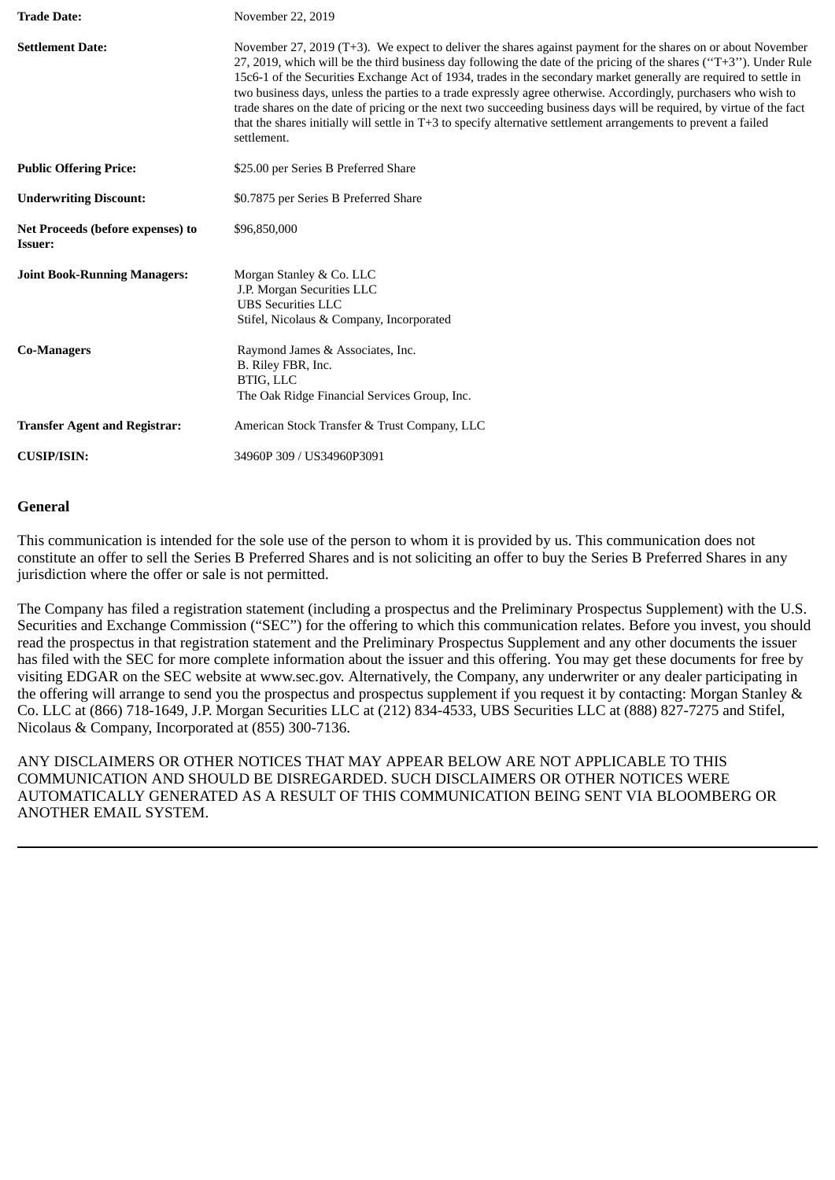| | |
|---|---|
| **Trade Date:** | November 22, 2019 |
| **Settlement Date:** | November 27, 2019 (T+3). We expect to deliver the shares against payment for the shares on or about November 27, 2019, which will be the third business day following the date of the pricing of the shares (''T+3''). Under Rule 15c6-1 of the Securities Exchange Act of 1934, trades in the secondary market generally are required to settle in two business days, unless the parties to a trade expressly agree otherwise. Accordingly, purchasers who wish to trade shares on the date of pricing or the next two succeeding business days will be required, by virtue of the fact that the shares initially will settle in T+3 to specify alternative settlement arrangements to prevent a failed settlement. |
| **Public Offering Price:** | $25.00 per Series B Preferred Share |
| **Underwriting Discount:** | $0.7875 per Series B Preferred Share |
| **Net Proceeds (before expenses) to Issuer:** | $96,850,000 |
| **Joint Book-Running Managers:** | Morgan Stanley & Co. LLC<br>J.P. Morgan Securities LLC<br>UBS Securities LLC<br>Stifel, Nicolaus & Company, Incorporated |
| **Co-Managers** | Raymond James & Associates, Inc.<br>B. Riley FBR, Inc.<br>BTIG, LLC<br>The Oak Ridge Financial Services Group, Inc. |
| **Transfer Agent and Registrar:** | American Stock Transfer & Trust Company, LLC |
| **CUSIP/ISIN:** | 34960P 309 / US34960P3091 |

## General

This communication is intended for the sole use of the person to whom it is provided by us. This communication does not constitute an offer to sell the Series B Preferred Shares and is not soliciting an offer to buy the Series B Preferred Shares in any jurisdiction where the offer or sale is not permitted.

The Company has filed a registration statement (including a prospectus and the Preliminary Prospectus Supplement) with the U.S. Securities and Exchange Commission ("SEC") for the offering to which this communication relates. Before you invest, you should read the prospectus in that registration statement and the Preliminary Prospectus Supplement and any other documents the issuer has filed with the SEC for more complete information about the issuer and this offering. You may get these documents for free by visiting EDGAR on the SEC website at www.sec.gov. Alternatively, the Company, any underwriter or any dealer participating in the offering will arrange to send you the prospectus and prospectus supplement if you request it by contacting: Morgan Stanley & Co. LLC at (866) 718-1649, J.P. Morgan Securities LLC at (212) 834-4533, UBS Securities LLC at (888) 827-7275 and Stifel, Nicolaus & Company, Incorporated at (855) 300-7136.

ANY DISCLAIMERS OR OTHER NOTICES THAT MAY APPEAR BELOW ARE NOT APPLICABLE TO THIS COMMUNICATION AND SHOULD BE DISREGARDED. SUCH DISCLAIMERS OR OTHER NOTICES WERE AUTOMATICALLY GENERATED AS A RESULT OF THIS COMMUNICATION BEING SENT VIA BLOOMBERG OR ANOTHER EMAIL SYSTEM.